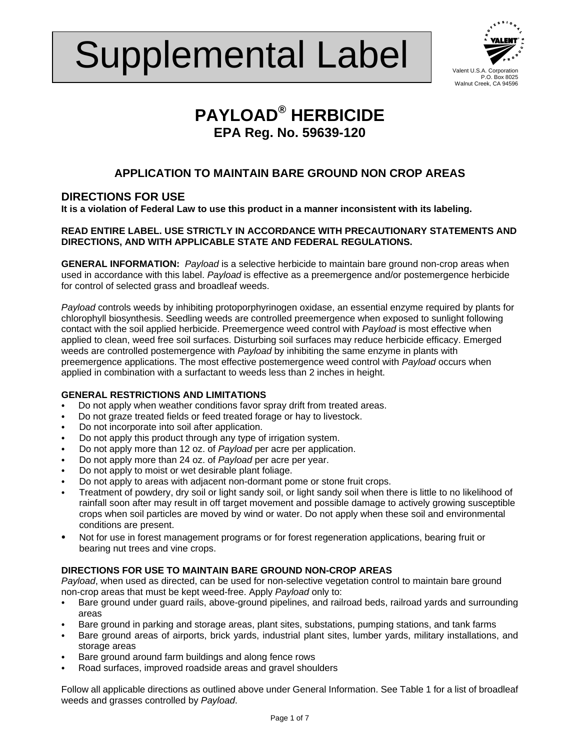# Supplemental Label

Valent U.S.A. Corporation
P.O. Box 8025
Walnut Creek, CA 94596

## PAYLOAD® HERBICIDE
**EPA Reg. No. 59639-120**

### APPLICATION TO MAINTAIN BARE GROUND NON CROP AREAS

## DIRECTIONS FOR USE

**It is a violation of Federal Law to use this product in a manner inconsistent with its labeling.**

**READ ENTIRE LABEL. USE STRICTLY IN ACCORDANCE WITH PRECAUTIONARY STATEMENTS AND DIRECTIONS, AND WITH APPLICABLE STATE AND FEDERAL REGULATIONS.**

**GENERAL INFORMATION:** *Payload* is a selective herbicide to maintain bare ground non-crop areas when used in accordance with this label. *Payload* is effective as a preemergence and/or postemergence herbicide for control of selected grass and broadleaf weeds.

*Payload* controls weeds by inhibiting protoporphyrinogen oxidase, an essential enzyme required by plants for chlorophyll biosynthesis. Seedling weeds are controlled preemergence when exposed to sunlight following contact with the soil applied herbicide. Preemergence weed control with *Payload* is most effective when applied to clean, weed free soil surfaces. Disturbing soil surfaces may reduce herbicide efficacy. Emerged weeds are controlled postemergence with *Payload* by inhibiting the same enzyme in plants with preemergence applications. The most effective postemergence weed control with *Payload* occurs when applied in combination with a surfactant to weeds less than 2 inches in height.

**GENERAL RESTRICTIONS AND LIMITATIONS**

- Do not apply when weather conditions favor spray drift from treated areas.
- Do not graze treated fields or feed treated forage or hay to livestock.
- Do not incorporate into soil after application.
- Do not apply this product through any type of irrigation system.
- Do not apply more than 12 oz. of *Payload* per acre per application.
- Do not apply more than 24 oz. of *Payload* per acre per year.
- Do not apply to moist or wet desirable plant foliage.
- Do not apply to areas with adjacent non-dormant pome or stone fruit crops.
- Treatment of powdery, dry soil or light sandy soil, or light sandy soil when there is little to no likelihood of rainfall soon after may result in off target movement and possible damage to actively growing susceptible crops when soil particles are moved by wind or water. Do not apply when these soil and environmental conditions are present.
- Not for use in forest management programs or for forest regeneration applications, bearing fruit or bearing nut trees and vine crops.

**DIRECTIONS FOR USE TO MAINTAIN BARE GROUND NON-CROP AREAS**

*Payload*, when used as directed, can be used for non-selective vegetation control to maintain bare ground non-crop areas that must be kept weed-free. Apply *Payload* only to:

- Bare ground under guard rails, above-ground pipelines, and railroad beds, railroad yards and surrounding areas
- Bare ground in parking and storage areas, plant sites, substations, pumping stations, and tank farms
- Bare ground areas of airports, brick yards, industrial plant sites, lumber yards, military installations, and storage areas
- Bare ground around farm buildings and along fence rows
- Road surfaces, improved roadside areas and gravel shoulders

Follow all applicable directions as outlined above under General Information. See Table 1 for a list of broadleaf weeds and grasses controlled by *Payload*.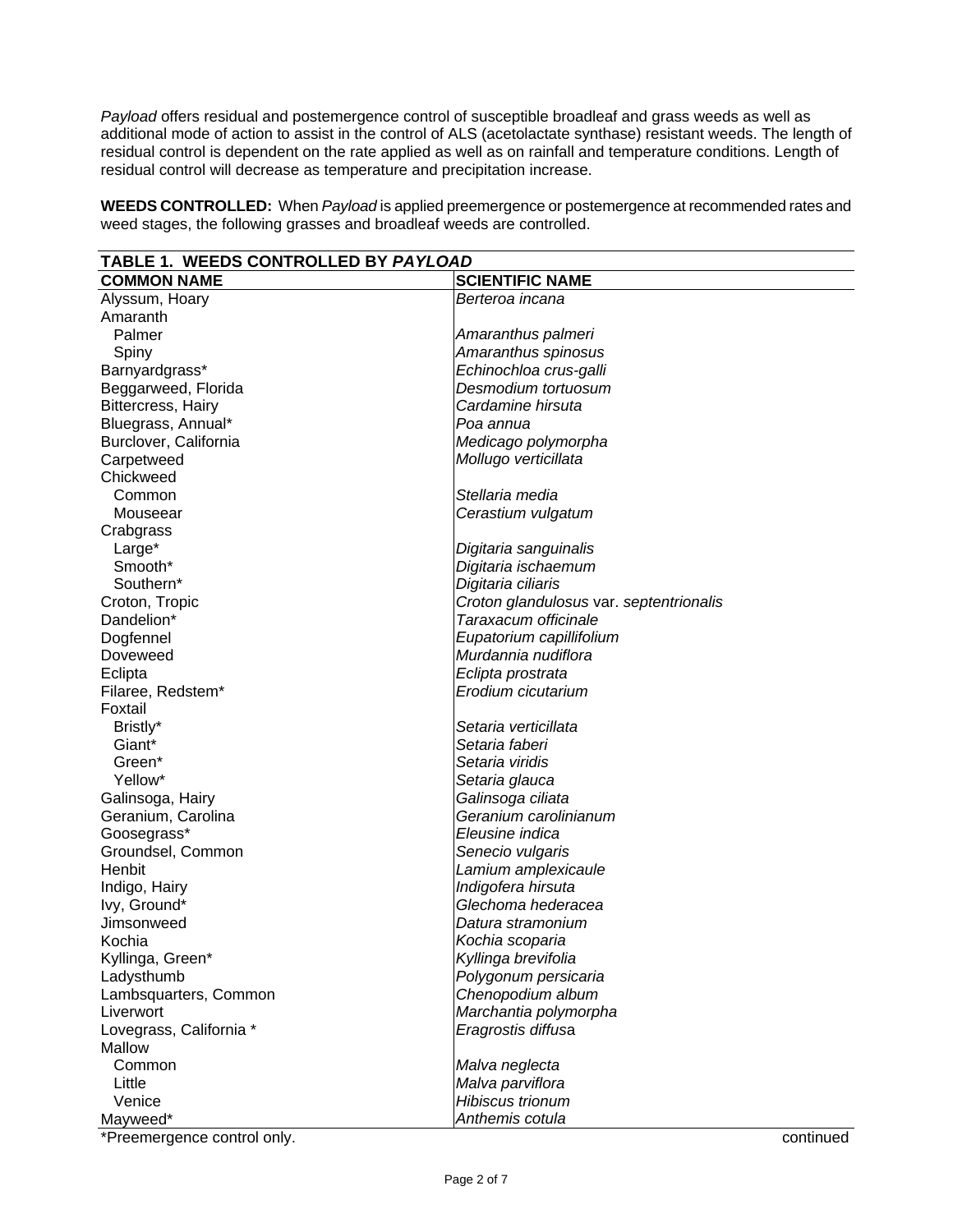*Payload* offers residual and postemergence control of susceptible broadleaf and grass weeds as well as additional mode of action to assist in the control of ALS (acetolactate synthase) resistant weeds. The length of residual control is dependent on the rate applied as well as on rainfall and temperature conditions. Length of residual control will decrease as temperature and precipitation increase.

**WEEDS CONTROLLED:** When *Payload* is applied preemergence or postemergence at recommended rates and weed stages, the following grasses and broadleaf weeds are controlled.

**TABLE 1. WEEDS CONTROLLED BY *PAYLOAD***

| COMMON NAME | SCIENTIFIC NAME |
|---|---|
| Alyssum, Hoary | *Berteroa incana* |
| Amaranth | |
| Palmer | *Amaranthus palmeri* |
| Spiny | *Amaranthus spinosus* |
| Barnyardgrass* | *Echinochloa crus-galli* |
| Beggarweed, Florida | *Desmodium tortuosum* |
| Bittercress, Hairy | *Cardamine hirsuta* |
| Bluegrass, Annual* | *Poa annua* |
| Burclover, California | *Medicago polymorpha* |
| Carpetweed | *Mollugo verticillata* |
| Chickweed | |
| Common | *Stellaria media* |
| Mouseear | *Cerastium vulgatum* |
| Crabgrass | |
| Large* | *Digitaria sanguinalis* |
| Smooth* | *Digitaria ischaemum* |
| Southern* | *Digitaria ciliaris* |
| Croton, Tropic | *Croton glandulosus* var. *septentrionalis* |
| Dandelion* | *Taraxacum officinale* |
| Dogfennel | *Eupatorium capillifolium* |
| Doveweed | *Murdannia nudiflora* |
| Eclipta | *Eclipta prostrata* |
| Filaree, Redstem* | *Erodium cicutarium* |
| Foxtail | |
| Bristly* | *Setaria verticillata* |
| Giant* | *Setaria faberi* |
| Green* | *Setaria viridis* |
| Yellow* | *Setaria glauca* |
| Galinsoga, Hairy | *Galinsoga ciliata* |
| Geranium, Carolina | *Geranium carolinianum* |
| Goosegrass* | *Eleusine indica* |
| Groundsel, Common | *Senecio vulgaris* |
| Henbit | *Lamium amplexicaule* |
| Indigo, Hairy | *Indigofera hirsuta* |
| Ivy, Ground* | *Glechoma hederacea* |
| Jimsonweed | *Datura stramonium* |
| Kochia | *Kochia scoparia* |
| Kyllinga, Green* | *Kyllinga brevifolia* |
| Ladysthumb | *Polygonum persicaria* |
| Lambsquarters, Common | *Chenopodium album* |
| Liverwort | *Marchantia polymorpha* |
| Lovegrass, California * | *Eragrostis diffusa* |
| Mallow | |
| Common | *Malva neglecta* |
| Little | *Malva parviflora* |
| Venice | *Hibiscus trionum* |
| Mayweed* | *Anthemis cotula* |

*Preemergence control only.

continued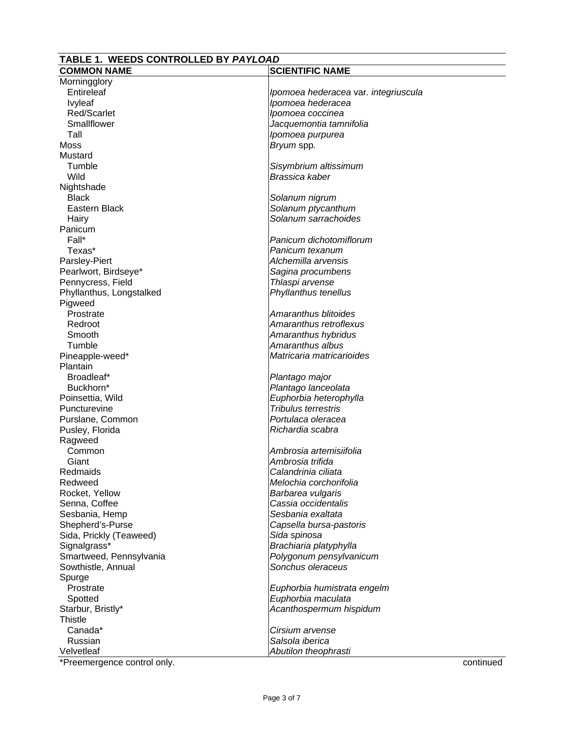**TABLE 1. WEEDS CONTROLLED BY *PAYLOAD***

| COMMON NAME | SCIENTIFIC NAME |
|---|---|
| Morningglory | |
| Entireleaf | *Ipomoea hederacea* var. *integriuscula* |
| Ivyleaf | *Ipomoea hederacea* |
| Red/Scarlet | *Ipomoea coccinea* |
| Smallflower | *Jacquemontia tamnifolia* |
| Tall | *Ipomoea purpurea* |
| Moss | *Bryum* spp. |
| Mustard | |
| Tumble | *Sisymbrium altissimum* |
| Wild | *Brassica kaber* |
| Nightshade | |
| Black | *Solanum nigrum* |
| Eastern Black | *Solanum ptycanthum* |
| Hairy | *Solanum sarrachoides* |
| Panicum | |
| Fall* | *Panicum dichotomiflorum* |
| Texas* | *Panicum texanum* |
| Parsley-Piert | *Alchemilla arvensis* |
| Pearlwort, Birdseye* | *Sagina procumbens* |
| Pennycress, Field | *Thlaspi arvense* |
| Phyllanthus, Longstalked | *Phyllanthus tenellus* |
| Pigweed | |
| Prostrate | *Amaranthus blitoides* |
| Redroot | *Amaranthus retroflexus* |
| Smooth | *Amaranthus hybridus* |
| Tumble | *Amaranthus albus* |
| Pineapple-weed* | *Matricaria matricarioides* |
| Plantain | |
| Broadleaf* | *Plantago major* |
| Buckhorn* | *Plantago lanceolata* |
| Poinsettia, Wild | *Euphorbia heterophylla* |
| Puncturevine | *Tribulus terrestris* |
| Purslane, Common | *Portulaca oleracea* |
| Pusley, Florida | *Richardia scabra* |
| Ragweed | |
| Common | *Ambrosia artemisiifolia* |
| Giant | *Ambrosia trifida* |
| Redmaids | *Calandrinia ciliata* |
| Redweed | *Melochia corchorifolia* |
| Rocket, Yellow | *Barbarea vulgaris* |
| Senna, Coffee | *Cassia occidentalis* |
| Sesbania, Hemp | *Sesbania exaltata* |
| Shepherd's-Purse | *Capsella bursa-pastoris* |
| Sida, Prickly (Teaweed) | *Sida spinosa* |
| Signalgrass* | *Brachiaria platyphylla* |
| Smartweed, Pennsylvania | *Polygonum pensylvanicum* |
| Sowthistle, Annual | *Sonchus oleraceus* |
| Spurge | |
| Prostrate | *Euphorbia humistrata engelm* |
| Spotted | *Euphorbia maculata* |
| Starbur, Bristly* | *Acanthospermum hispidum* |
| Thistle | |
| Canada* | *Cirsium arvense* |
| Russian | *Salsola iberica* |
| Velvetleaf | *Abutilon theophrasti* |

*Preemergence control only.

continued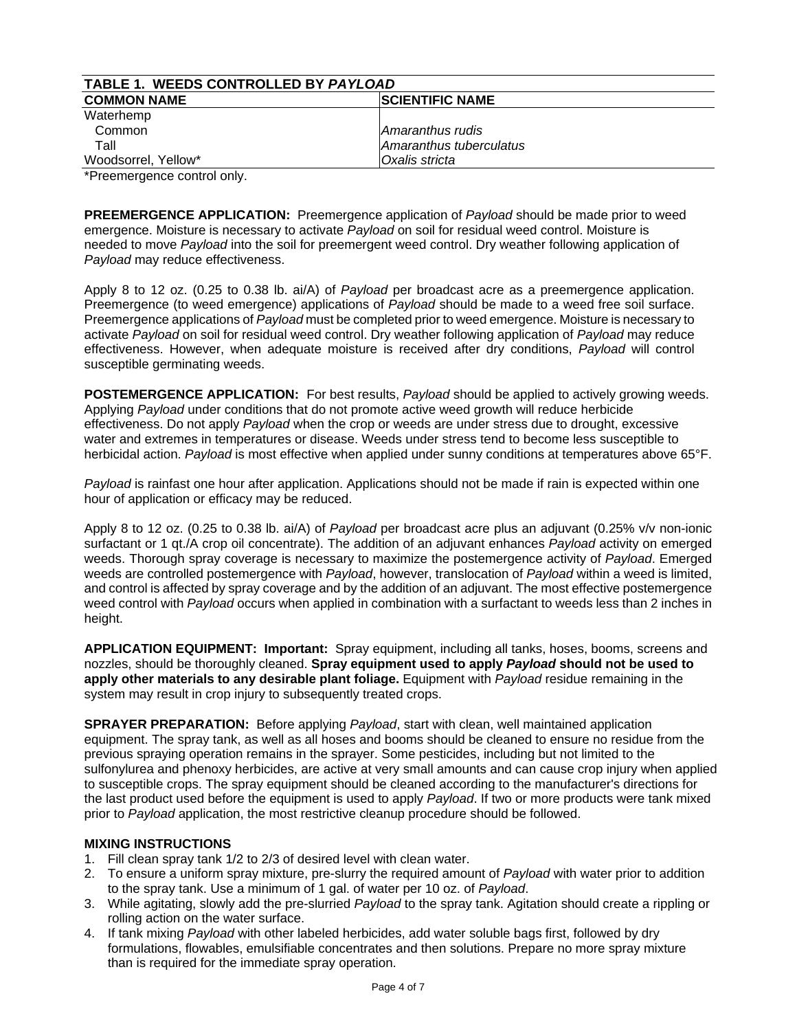| **TABLE 1. WEEDS CONTROLLED BY *PAYLOAD*** | |
|---|---|
| **COMMON NAME** | **SCIENTIFIC NAME** |
| Waterhemp | |
| Common | *Amaranthus rudis* |
| Tall | *Amaranthus tuberculatus* |
| Woodsorrel, Yellow* | *Oxalis stricta* |

*Preemergence control only.

**PREEMERGENCE APPLICATION:** Preemergence application of *Payload* should be made prior to weed emergence. Moisture is necessary to activate *Payload* on soil for residual weed control. Moisture is needed to move *Payload* into the soil for preemergent weed control. Dry weather following application of *Payload* may reduce effectiveness.

Apply 8 to 12 oz. (0.25 to 0.38 lb. ai/A) of *Payload* per broadcast acre as a preemergence application. Preemergence (to weed emergence) applications of *Payload* should be made to a weed free soil surface. Preemergence applications of *Payload* must be completed prior to weed emergence. Moisture is necessary to activate *Payload* on soil for residual weed control. Dry weather following application of *Payload* may reduce effectiveness. However, when adequate moisture is received after dry conditions, *Payload* will control susceptible germinating weeds.

**POSTEMERGENCE APPLICATION:** For best results, *Payload* should be applied to actively growing weeds. Applying *Payload* under conditions that do not promote active weed growth will reduce herbicide effectiveness. Do not apply *Payload* when the crop or weeds are under stress due to drought, excessive water and extremes in temperatures or disease. Weeds under stress tend to become less susceptible to herbicidal action. *Payload* is most effective when applied under sunny conditions at temperatures above 65°F.

*Payload* is rainfast one hour after application. Applications should not be made if rain is expected within one hour of application or efficacy may be reduced.

Apply 8 to 12 oz. (0.25 to 0.38 lb. ai/A) of *Payload* per broadcast acre plus an adjuvant (0.25% v/v non-ionic surfactant or 1 qt./A crop oil concentrate). The addition of an adjuvant enhances *Payload* activity on emerged weeds. Thorough spray coverage is necessary to maximize the postemergence activity of *Payload*. Emerged weeds are controlled postemergence with *Payload*, however, translocation of *Payload* within a weed is limited, and control is affected by spray coverage and by the addition of an adjuvant. The most effective postemergence weed control with *Payload* occurs when applied in combination with a surfactant to weeds less than 2 inches in height.

**APPLICATION EQUIPMENT: Important:** Spray equipment, including all tanks, hoses, booms, screens and nozzles, should be thoroughly cleaned. **Spray equipment used to apply *Payload* should not be used to apply other materials to any desirable plant foliage.** Equipment with *Payload* residue remaining in the system may result in crop injury to subsequently treated crops.

**SPRAYER PREPARATION:** Before applying *Payload*, start with clean, well maintained application equipment. The spray tank, as well as all hoses and booms should be cleaned to ensure no residue from the previous spraying operation remains in the sprayer. Some pesticides, including but not limited to the sulfonylurea and phenoxy herbicides, are active at very small amounts and can cause crop injury when applied to susceptible crops. The spray equipment should be cleaned according to the manufacturer's directions for the last product used before the equipment is used to apply *Payload*. If two or more products were tank mixed prior to *Payload* application, the most restrictive cleanup procedure should be followed.

**MIXING INSTRUCTIONS**

1. Fill clean spray tank 1/2 to 2/3 of desired level with clean water.
2. To ensure a uniform spray mixture, pre-slurry the required amount of *Payload* with water prior to addition to the spray tank. Use a minimum of 1 gal. of water per 10 oz. of *Payload*.
3. While agitating, slowly add the pre-slurried *Payload* to the spray tank. Agitation should create a rippling or rolling action on the water surface.
4. If tank mixing *Payload* with other labeled herbicides, add water soluble bags first, followed by dry formulations, flowables, emulsifiable concentrates and then solutions. Prepare no more spray mixture than is required for the immediate spray operation.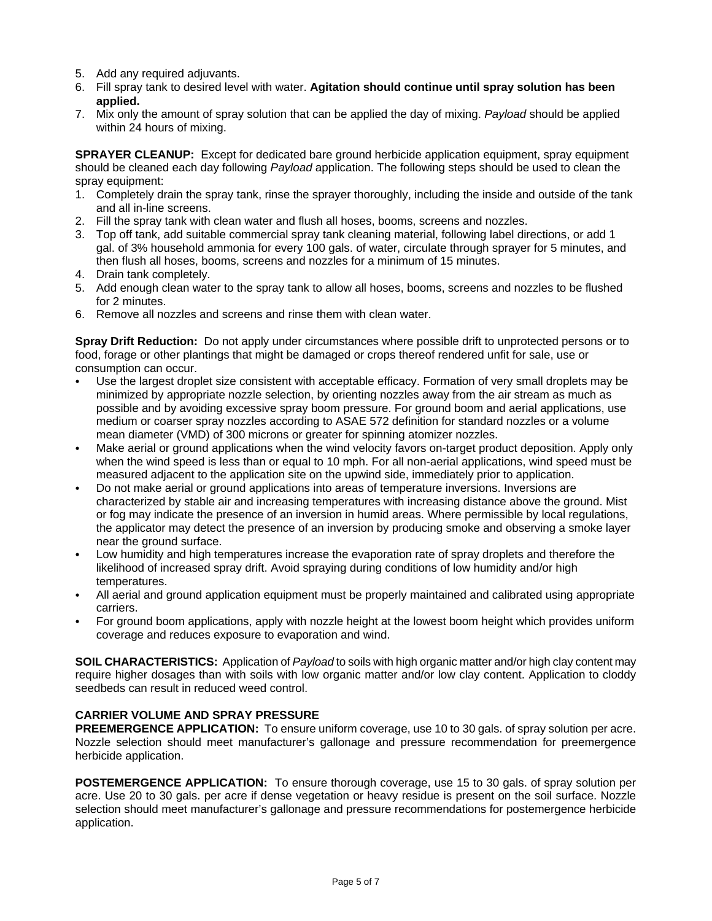5. Add any required adjuvants.
6. Fill spray tank to desired level with water. **Agitation should continue until spray solution has been applied.**
7. Mix only the amount of spray solution that can be applied the day of mixing. *Payload* should be applied within 24 hours of mixing.

**SPRAYER CLEANUP:** Except for dedicated bare ground herbicide application equipment, spray equipment should be cleaned each day following *Payload* application. The following steps should be used to clean the spray equipment:

1. Completely drain the spray tank, rinse the sprayer thoroughly, including the inside and outside of the tank and all in-line screens.
2. Fill the spray tank with clean water and flush all hoses, booms, screens and nozzles.
3. Top off tank, add suitable commercial spray tank cleaning material, following label directions, or add 1 gal. of 3% household ammonia for every 100 gals. of water, circulate through sprayer for 5 minutes, and then flush all hoses, booms, screens and nozzles for a minimum of 15 minutes.
4. Drain tank completely.
5. Add enough clean water to the spray tank to allow all hoses, booms, screens and nozzles to be flushed for 2 minutes.
6. Remove all nozzles and screens and rinse them with clean water.

**Spray Drift Reduction:** Do not apply under circumstances where possible drift to unprotected persons or to food, forage or other plantings that might be damaged or crops thereof rendered unfit for sale, use or consumption can occur.

- Use the largest droplet size consistent with acceptable efficacy. Formation of very small droplets may be minimized by appropriate nozzle selection, by orienting nozzles away from the air stream as much as possible and by avoiding excessive spray boom pressure. For ground boom and aerial applications, use medium or coarser spray nozzles according to ASAE 572 definition for standard nozzles or a volume mean diameter (VMD) of 300 microns or greater for spinning atomizer nozzles.
- Make aerial or ground applications when the wind velocity favors on-target product deposition. Apply only when the wind speed is less than or equal to 10 mph. For all non-aerial applications, wind speed must be measured adjacent to the application site on the upwind side, immediately prior to application.
- Do not make aerial or ground applications into areas of temperature inversions. Inversions are characterized by stable air and increasing temperatures with increasing distance above the ground. Mist or fog may indicate the presence of an inversion in humid areas. Where permissible by local regulations, the applicator may detect the presence of an inversion by producing smoke and observing a smoke layer near the ground surface.
- Low humidity and high temperatures increase the evaporation rate of spray droplets and therefore the likelihood of increased spray drift. Avoid spraying during conditions of low humidity and/or high temperatures.
- All aerial and ground application equipment must be properly maintained and calibrated using appropriate carriers.
- For ground boom applications, apply with nozzle height at the lowest boom height which provides uniform coverage and reduces exposure to evaporation and wind.

**SOIL CHARACTERISTICS:** Application of *Payload* to soils with high organic matter and/or high clay content may require higher dosages than with soils with low organic matter and/or low clay content. Application to cloddy seedbeds can result in reduced weed control.

**CARRIER VOLUME AND SPRAY PRESSURE**

**PREEMERGENCE APPLICATION:** To ensure uniform coverage, use 10 to 30 gals. of spray solution per acre. Nozzle selection should meet manufacturer's gallonage and pressure recommendation for preemergence herbicide application.

**POSTEMERGENCE APPLICATION:** To ensure thorough coverage, use 15 to 30 gals. of spray solution per acre. Use 20 to 30 gals. per acre if dense vegetation or heavy residue is present on the soil surface. Nozzle selection should meet manufacturer's gallonage and pressure recommendations for postemergence herbicide application.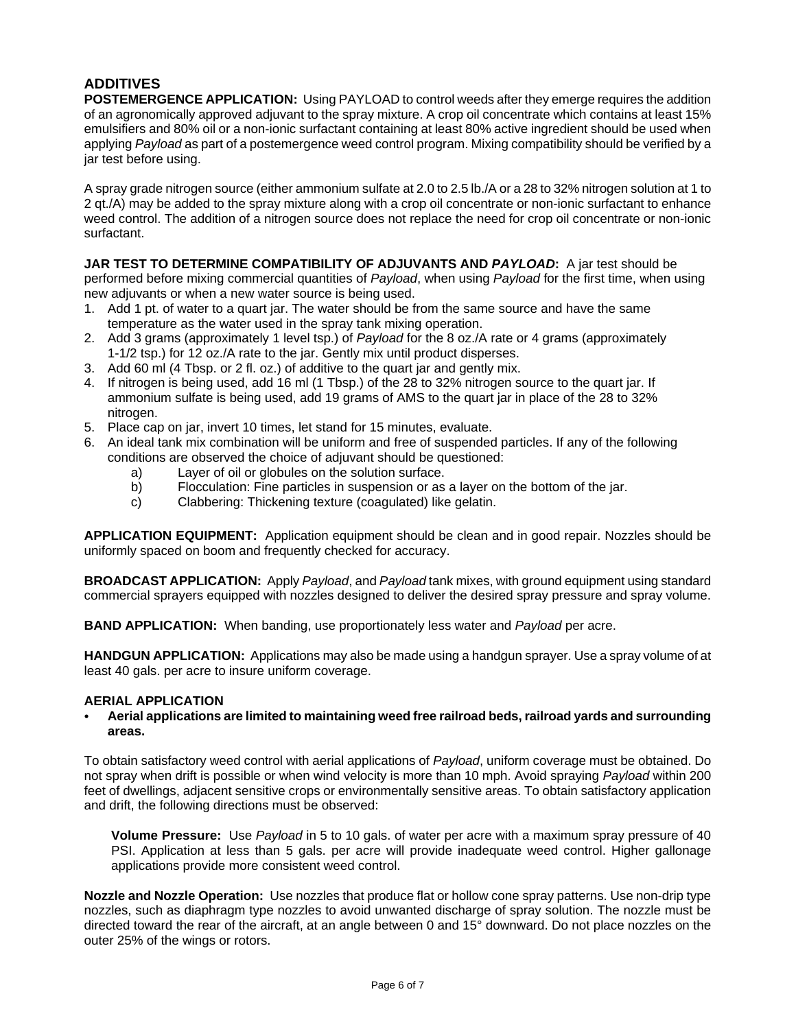## ADDITIVES

**POSTEMERGENCE APPLICATION:** Using PAYLOAD to control weeds after they emerge requires the addition of an agronomically approved adjuvant to the spray mixture. A crop oil concentrate which contains at least 15% emulsifiers and 80% oil or a non-ionic surfactant containing at least 80% active ingredient should be used when applying *Payload* as part of a postemergence weed control program. Mixing compatibility should be verified by a jar test before using.

A spray grade nitrogen source (either ammonium sulfate at 2.0 to 2.5 lb./A or a 28 to 32% nitrogen solution at 1 to 2 qt./A) may be added to the spray mixture along with a crop oil concentrate or non-ionic surfactant to enhance weed control. The addition of a nitrogen source does not replace the need for crop oil concentrate or non-ionic surfactant.

**JAR TEST TO DETERMINE COMPATIBILITY OF ADJUVANTS AND *PAYLOAD*:** A jar test should be performed before mixing commercial quantities of *Payload*, when using *Payload* for the first time, when using new adjuvants or when a new water source is being used.

1. Add 1 pt. of water to a quart jar. The water should be from the same source and have the same temperature as the water used in the spray tank mixing operation.
2. Add 3 grams (approximately 1 level tsp.) of *Payload* for the 8 oz./A rate or 4 grams (approximately 1-1/2 tsp.) for 12 oz./A rate to the jar. Gently mix until product disperses.
3. Add 60 ml (4 Tbsp. or 2 fl. oz.) of additive to the quart jar and gently mix.
4. If nitrogen is being used, add 16 ml (1 Tbsp.) of the 28 to 32% nitrogen source to the quart jar. If ammonium sulfate is being used, add 19 grams of AMS to the quart jar in place of the 28 to 32% nitrogen.
5. Place cap on jar, invert 10 times, let stand for 15 minutes, evaluate.
6. An ideal tank mix combination will be uniform and free of suspended particles. If any of the following conditions are observed the choice of adjuvant should be questioned:
   a) Layer of oil or globules on the solution surface.
   b) Flocculation: Fine particles in suspension or as a layer on the bottom of the jar.
   c) Clabbering: Thickening texture (coagulated) like gelatin.

**APPLICATION EQUIPMENT:** Application equipment should be clean and in good repair. Nozzles should be uniformly spaced on boom and frequently checked for accuracy.

**BROADCAST APPLICATION:** Apply *Payload*, and *Payload* tank mixes, with ground equipment using standard commercial sprayers equipped with nozzles designed to deliver the desired spray pressure and spray volume.

**BAND APPLICATION:** When banding, use proportionately less water and *Payload* per acre.

**HANDGUN APPLICATION:** Applications may also be made using a handgun sprayer. Use a spray volume of at least 40 gals. per acre to insure uniform coverage.

### AERIAL APPLICATION

- **Aerial applications are limited to maintaining weed free railroad beds, railroad yards and surrounding areas.**

To obtain satisfactory weed control with aerial applications of *Payload*, uniform coverage must be obtained. Do not spray when drift is possible or when wind velocity is more than 10 mph. Avoid spraying *Payload* within 200 feet of dwellings, adjacent sensitive crops or environmentally sensitive areas. To obtain satisfactory application and drift, the following directions must be observed:

**Volume Pressure:** Use *Payload* in 5 to 10 gals. of water per acre with a maximum spray pressure of 40 PSI. Application at less than 5 gals. per acre will provide inadequate weed control. Higher gallonage applications provide more consistent weed control.

**Nozzle and Nozzle Operation:** Use nozzles that produce flat or hollow cone spray patterns. Use non-drip type nozzles, such as diaphragm type nozzles to avoid unwanted discharge of spray solution. The nozzle must be directed toward the rear of the aircraft, at an angle between 0 and 15° downward. Do not place nozzles on the outer 25% of the wings or rotors.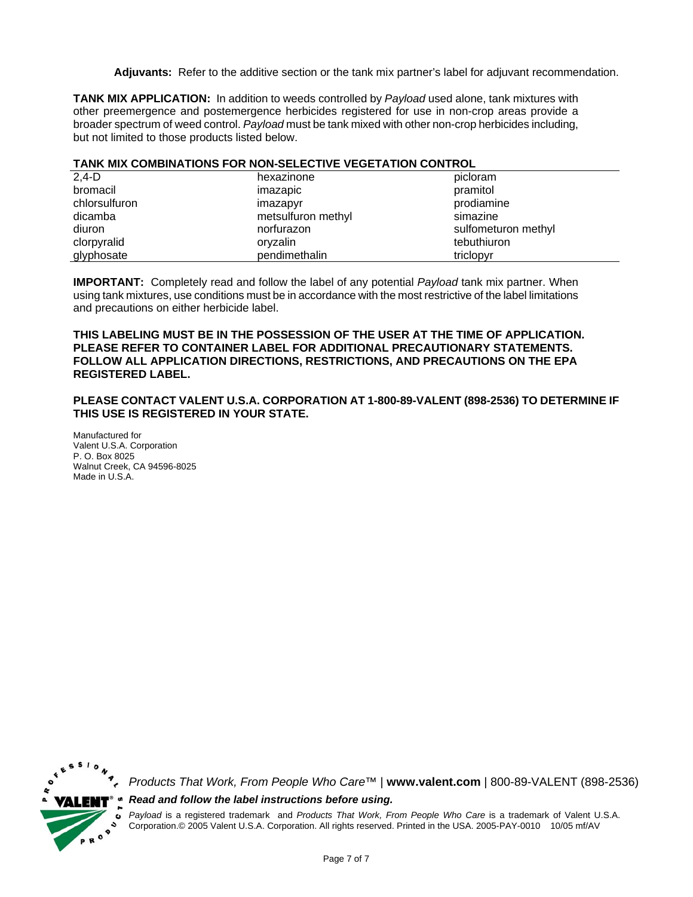**Adjuvants:** Refer to the additive section or the tank mix partner's label for adjuvant recommendation.

**TANK MIX APPLICATION:** In addition to weeds controlled by *Payload* used alone, tank mixtures with other preemergence and postemergence herbicides registered for use in non-crop areas provide a broader spectrum of weed control. *Payload* must be tank mixed with other non-crop herbicides including, but not limited to those products listed below.

**TANK MIX COMBINATIONS FOR NON-SELECTIVE VEGETATION CONTROL**

| | | |
|---|---|---|
| 2,4-D | hexazinone | picloram |
| bromacil | imazapic | pramitol |
| chlorsulfuron | imazapyr | prodiamine |
| dicamba | metsulfuron methyl | simazine |
| diuron | norfurazon | sulfometuron methyl |
| clorpyralid | oryzalin | tebuthiuron |
| glyphosate | pendimethalin | triclopyr |

**IMPORTANT:** Completely read and follow the label of any potential *Payload* tank mix partner. When using tank mixtures, use conditions must be in accordance with the most restrictive of the label limitations and precautions on either herbicide label.

**THIS LABELING MUST BE IN THE POSSESSION OF THE USER AT THE TIME OF APPLICATION. PLEASE REFER TO CONTAINER LABEL FOR ADDITIONAL PRECAUTIONARY STATEMENTS. FOLLOW ALL APPLICATION DIRECTIONS, RESTRICTIONS, AND PRECAUTIONS ON THE EPA REGISTERED LABEL.**

**PLEASE CONTACT VALENT U.S.A. CORPORATION AT 1-800-89-VALENT (898-2536) TO DETERMINE IF THIS USE IS REGISTERED IN YOUR STATE.**

Manufactured for
Valent U.S.A. Corporation
P. O. Box 8025
Walnut Creek, CA 94596-8025
Made in U.S.A.

PROFESSIONAL VALENT® PRODUCTS

*Products That Work, From People Who Care*™ | **www.valent.com** | 800-89-VALENT (898-2536)

***Read and follow the label instructions before using.***

*Payload* is a registered trademark and *Products That Work, From People Who Care* is a trademark of Valent U.S.A. Corporation.© 2005 Valent U.S.A. Corporation. All rights reserved. Printed in the USA. 2005-PAY-0010 10/05 mf/AV